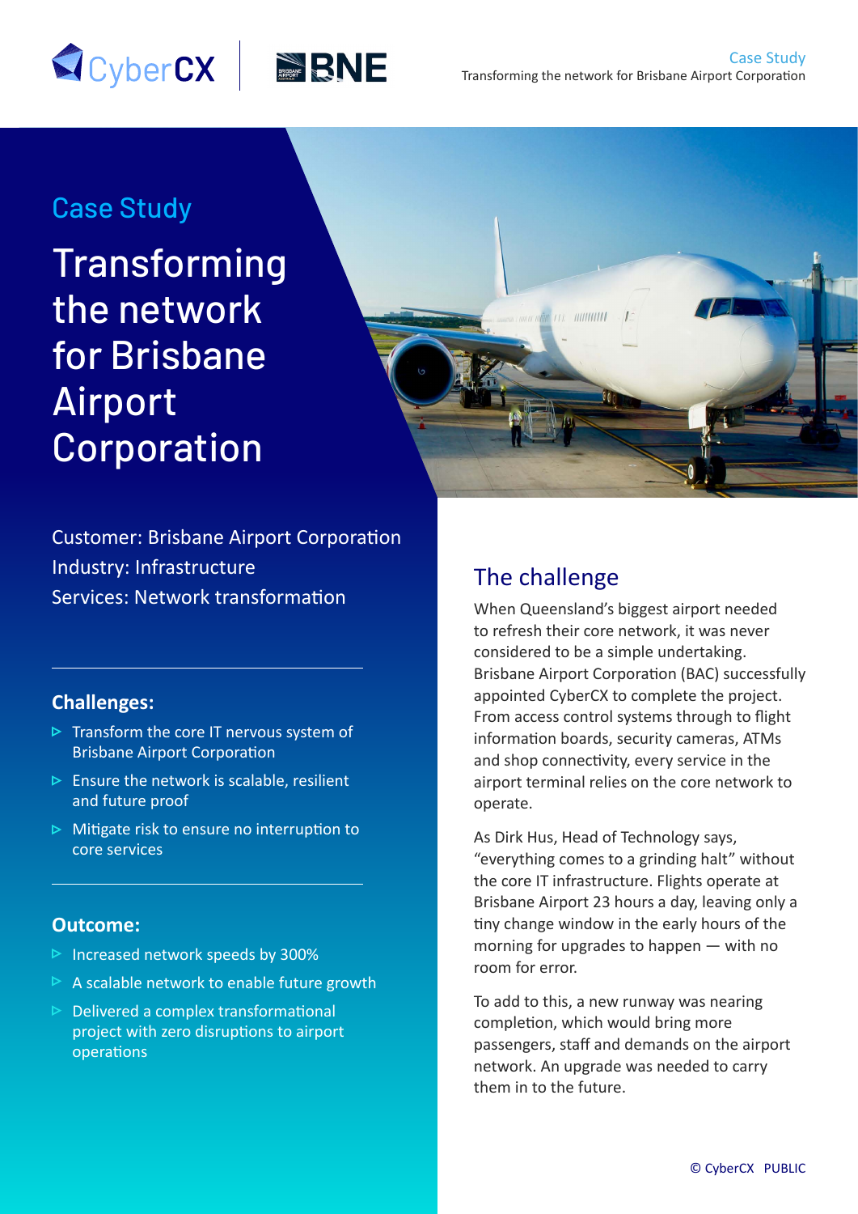# Case Study

# Transforming the network for Brisbane Airport Corporation

Customer: Brisbane Airport Corporation
Industry: Infrastructure
Services: Network transformation

### Challenges:

- Transform the core IT nervous system of Brisbane Airport Corporation
- Ensure the network is scalable, resilient and future proof
- Mitigate risk to ensure no interruption to core services

### Outcome:

- Increased network speeds by 300%
- A scalable network to enable future growth
- Delivered a complex transformational project with zero disruptions to airport operations

## The challenge

When Queensland's biggest airport needed to refresh their core network, it was never considered to be a simple undertaking. Brisbane Airport Corporation (BAC) successfully appointed CyberCX to complete the project. From access control systems through to flight information boards, security cameras, ATMs and shop connectivity, every service in the airport terminal relies on the core network to operate.

As Dirk Hus, Head of Technology says, "everything comes to a grinding halt" without the core IT infrastructure. Flights operate at Brisbane Airport 23 hours a day, leaving only a tiny change window in the early hours of the morning for upgrades to happen — with no room for error.

To add to this, a new runway was nearing completion, which would bring more passengers, staff and demands on the airport network. An upgrade was needed to carry them in to the future.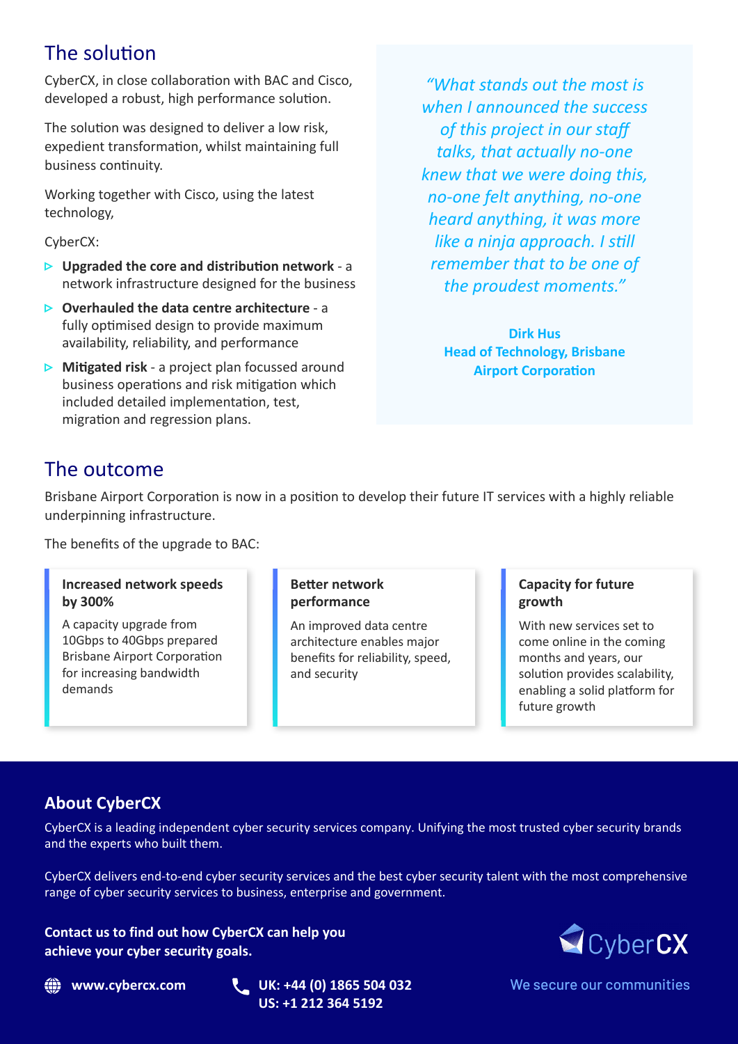## The solution

CyberCX, in close collaboration with BAC and Cisco, developed a robust, high performance solution.

The solution was designed to deliver a low risk, expedient transformation, whilst maintaining full business continuity.

Working together with Cisco, using the latest technology,

CyberCX:

- **Upgraded the core and distribution network** - a network infrastructure designed for the business
- **Overhauled the data centre architecture** - a fully optimised design to provide maximum availability, reliability, and performance
- **Mitigated risk** - a project plan focussed around business operations and risk mitigation which included detailed implementation, test, migration and regression plans.

> *"What stands out the most is when I announced the success of this project in our staff talks, that actually no-one knew that we were doing this, no-one felt anything, no-one heard anything, it was more like a ninja approach. I still remember that to be one of the proudest moments."*
>
> **Dirk Hus**
> **Head of Technology, Brisbane Airport Corporation**

## The outcome

Brisbane Airport Corporation is now in a position to develop their future IT services with a highly reliable underpinning infrastructure.

The benefits of the upgrade to BAC:

**Increased network speeds by 300%**

A capacity upgrade from 10Gbps to 40Gbps prepared Brisbane Airport Corporation for increasing bandwidth demands

**Better network performance**

An improved data centre architecture enables major benefits for reliability, speed, and security

**Capacity for future growth**

With new services set to come online in the coming months and years, our solution provides scalability, enabling a solid platform for future growth

## About CyberCX

CyberCX is a leading independent cyber security services company. Unifying the most trusted cyber security brands and the experts who built them.

CyberCX delivers end-to-end cyber security services and the best cyber security talent with the most comprehensive range of cyber security services to business, enterprise and government.

**Contact us to find out how CyberCX can help you achieve your cyber security goals.**

**www.cybercx.com**

**UK: +44 (0) 1865 504 032**
**US: +1 212 364 5192**

CyberCX

We secure our communities